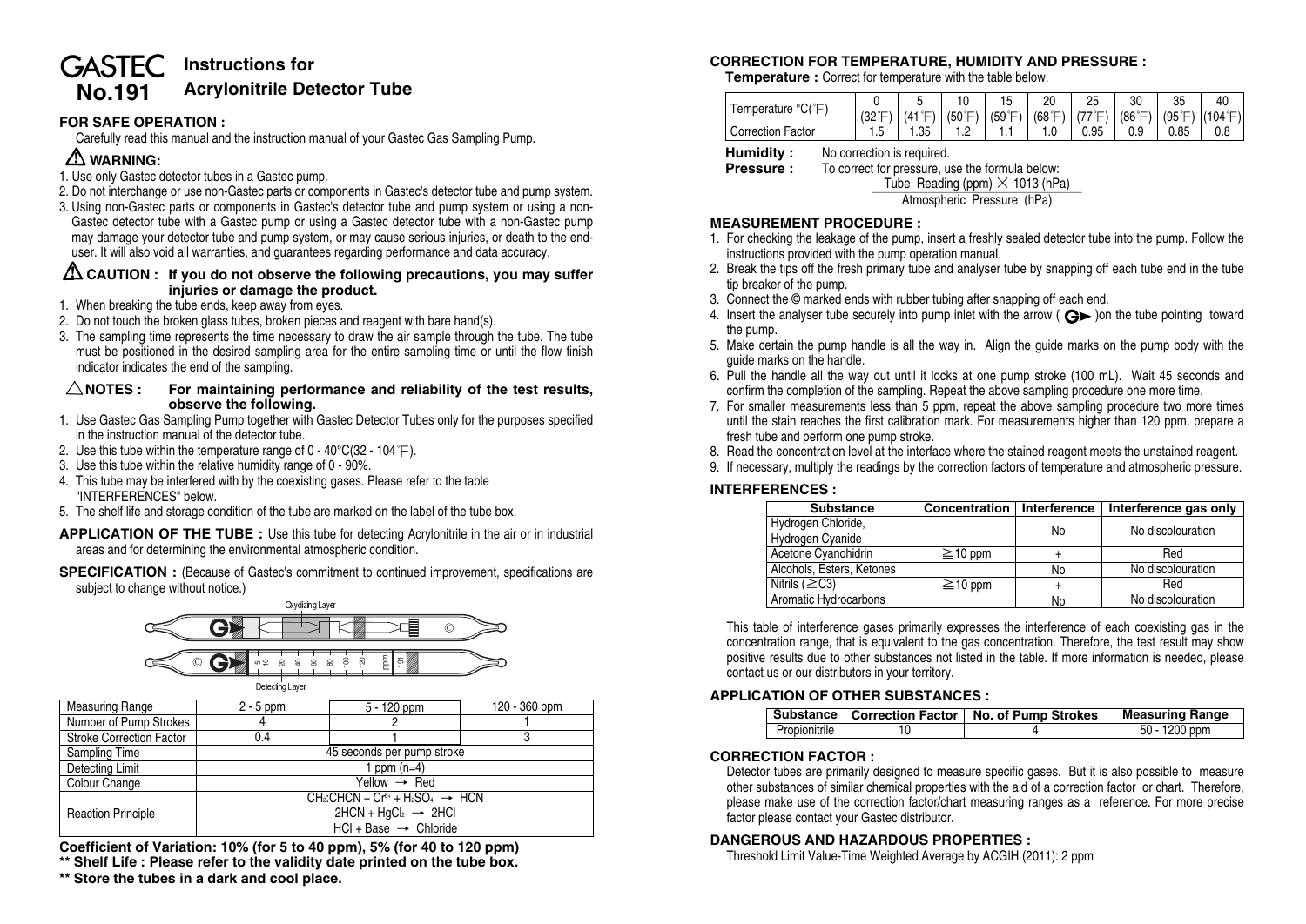# GASTEC No.191 Instructions for Acrylonitrile Detector Tube

## FOR SAFE OPERATION :

Carefully read this manual and the instruction manual of your Gastec Gas Sampling Pump.

### ⚠ WARNING:

1. Use only Gastec detector tubes in a Gastec pump.
2. Do not interchange or use non-Gastec parts or components in Gastec's detector tube and pump system.
3. Using non-Gastec parts or components in Gastec's detector tube and pump system or using a non-Gastec detector tube with a Gastec pump or using a Gastec detector tube with a non-Gastec pump may damage your detector tube and pump system, or may cause serious injuries, or death to the end-user. It will also void all warranties, and guarantees regarding performance and data accuracy.

### ⚠ CAUTION : If you do not observe the following precautions, you may suffer injuries or damage the product.

1. When breaking the tube ends, keep away from eyes.
2. Do not touch the broken glass tubes, broken pieces and reagent with bare hand(s).
3. The sampling time represents the time necessary to draw the air sample through the tube. The tube must be positioned in the desired sampling area for the entire sampling time or until the flow finish indicator indicates the end of the sampling.

### △NOTES : For maintaining performance and reliability of the test results, observe the following.

1. Use Gastec Gas Sampling Pump together with Gastec Detector Tubes only for the purposes specified in the instruction manual of the detector tube.
2. Use this tube within the temperature range of 0 - 40°C(32 - 104°F).
3. Use this tube within the relative humidity range of 0 - 90%.
4. This tube may be interfered with by the coexisting gases. Please refer to the table "INTERFERENCES" below.
5. The shelf life and storage condition of the tube are marked on the label of the tube box.

**APPLICATION OF THE TUBE :** Use this tube for detecting Acrylonitrile in the air or in industrial areas and for determining the environmental atmospheric condition.

**SPECIFICATION :** (Because of Gastec's commitment to continued improvement, specifications are subject to change without notice.)

Oxydizing Layer

Detecting Layer

| Measuring Range | 2 - 5 ppm | 5 - 120 ppm | 120 - 360 ppm |
|---|---|---|---|
| Number of Pump Strokes | 4 | 2 | 1 |
| Stroke Correction Factor | 0.4 | 1 | 3 |
| Sampling Time | 45 seconds per pump stroke | | |
| Detecting Limit | 1 ppm (n=4) | | |
| Colour Change | Yellow → Red | | |
| Reaction Principle | $CH_2{:}CHCN + Cr^{6+} + H_2SO_4 \rightarrow HCN$<br>$2HCN + HgCl_2 \rightarrow 2HCl$<br>$HCl$ + Base → Chloride | | |

**Coefficient of Variation: 10% (for 5 to 40 ppm), 5% (for 40 to 120 ppm)**
**\*\* Shelf Life : Please refer to the validity date printed on the tube box.**
**\*\* Store the tubes in a dark and cool place.**

## CORRECTION FOR TEMPERATURE, HUMIDITY AND PRESSURE :

**Temperature :** Correct for temperature with the table below.

| Temperature °C(°F) | 0 (32°F) | 5 (41°F) | 10 (50°F) | 15 (59°F) | 20 (68°F) | 25 (77°F) | 30 (86°F) | 35 (95°F) | 40 (104°F) |
|---|---|---|---|---|---|---|---|---|---|
| Correction Factor | 1.5 | 1.35 | 1.2 | 1.1 | 1.0 | 0.95 | 0.9 | 0.85 | 0.8 |

**Humidity :** No correction is required.
**Pressure :** To correct for pressure, use the formula below:

$$\frac{\text{Tube Reading (ppm)} \times 1013 \text{ (hPa)}}{\text{Atmospheric Pressure (hPa)}}$$

## MEASUREMENT PROCEDURE :

1. For checking the leakage of the pump, insert a freshly sealed detector tube into the pump. Follow the instructions provided with the pump operation manual.
2. Break the tips off the fresh primary tube and analyser tube by snapping off each tube end in the tube tip breaker of the pump.
3. Connect the © marked ends with rubber tubing after snapping off each end.
4. Insert the analyser tube securely into pump inlet with the arrow ( G► )on the tube pointing toward the pump.
5. Make certain the pump handle is all the way in. Align the guide marks on the pump body with the guide marks on the handle.
6. Pull the handle all the way out until it locks at one pump stroke (100 mL). Wait 45 seconds and confirm the completion of the sampling. Repeat the above sampling procedure one more time.
7. For smaller measurements less than 5 ppm, repeat the above sampling procedure two more times until the stain reaches the first calibration mark. For measurements higher than 120 ppm, prepare a fresh tube and perform one pump stroke.
8. Read the concentration level at the interface where the stained reagent meets the unstained reagent.
9. If necessary, multiply the readings by the correction factors of temperature and atmospheric pressure.

## INTERFERENCES :

| Substance | Concentration | Interference | Interference gas only |
|---|---|---|---|
| Hydrogen Chloride, Hydrogen Cyanide | | No | No discolouration |
| Acetone Cyanohidrin | ≧10 ppm | + | Red |
| Alcohols, Esters, Ketones | | No | No discolouration |
| Nitrils (≧C3) | ≧10 ppm | + | Red |
| Aromatic Hydrocarbons | | No | No discolouration |

This table of interference gases primarily expresses the interference of each coexisting gas in the concentration range, that is equivalent to the gas concentration. Therefore, the test result may show positive results due to other substances not listed in the table. If more information is needed, please contact us or our distributors in your territory.

## APPLICATION OF OTHER SUBSTANCES :

| Substance | Correction Factor | No. of Pump Strokes | Measuring Range |
|---|---|---|---|
| Propionitrile | 10 | 4 | 50 - 1200 ppm |

## CORRECTION FACTOR :

Detector tubes are primarily designed to measure specific gases. But it is also possible to measure other substances of similar chemical properties with the aid of a correction factor or chart. Therefore, please make use of the correction factor/chart measuring ranges as a reference. For more precise factor please contact your Gastec distributor.

## DANGEROUS AND HAZARDOUS PROPERTIES :

Threshold Limit Value-Time Weighted Average by ACGIH (2011): 2 ppm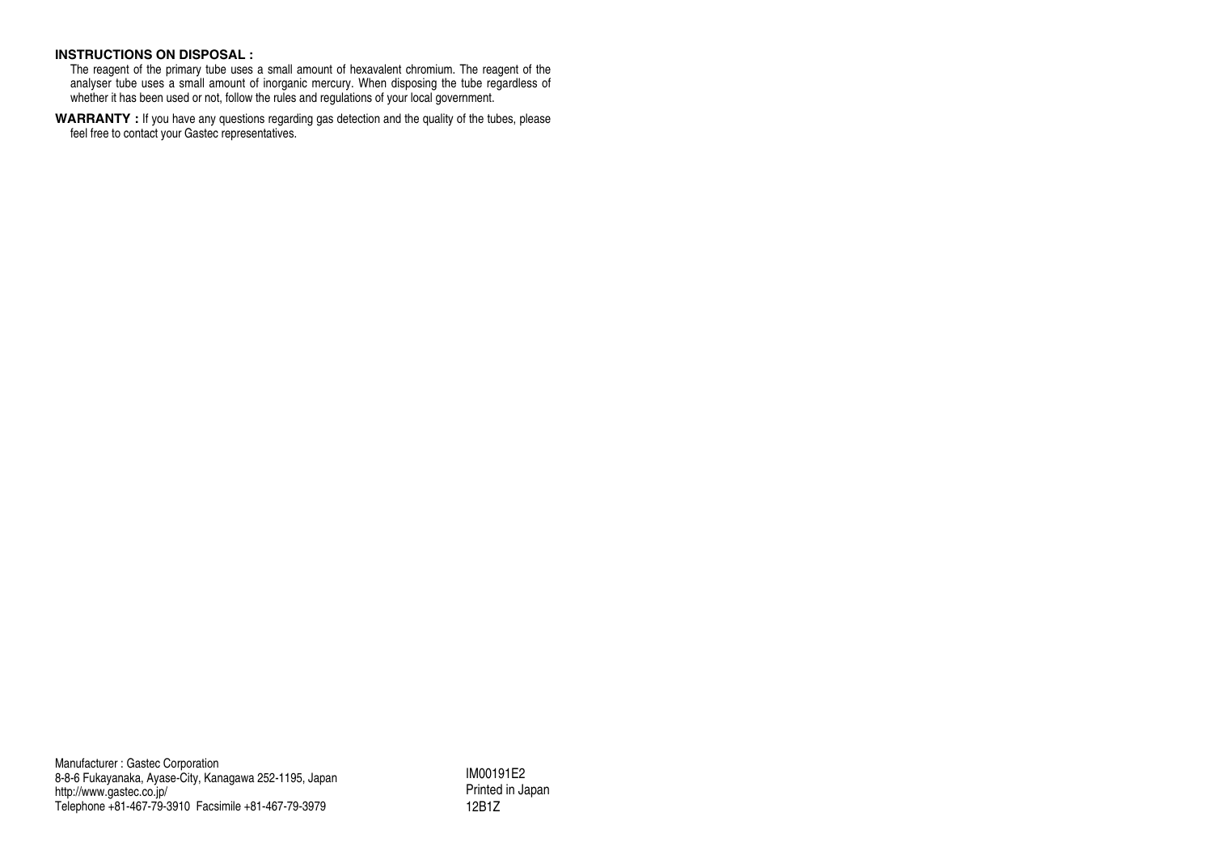**INSTRUCTIONS ON DISPOSAL :**

The reagent of the primary tube uses a small amount of hexavalent chromium. The reagent of the analyser tube uses a small amount of inorganic mercury. When disposing the tube regardless of whether it has been used or not, follow the rules and regulations of your local government.

**WARRANTY :** If you have any questions regarding gas detection and the quality of the tubes, please feel free to contact your Gastec representatives.

Manufacturer : Gastec Corporation
8-8-6 Fukayanaka, Ayase-City, Kanagawa 252-1195, Japan
http://www.gastec.co.jp/
Telephone +81-467-79-3910 Facsimile +81-467-79-3979

IM00191E2
Printed in Japan
12B1Z